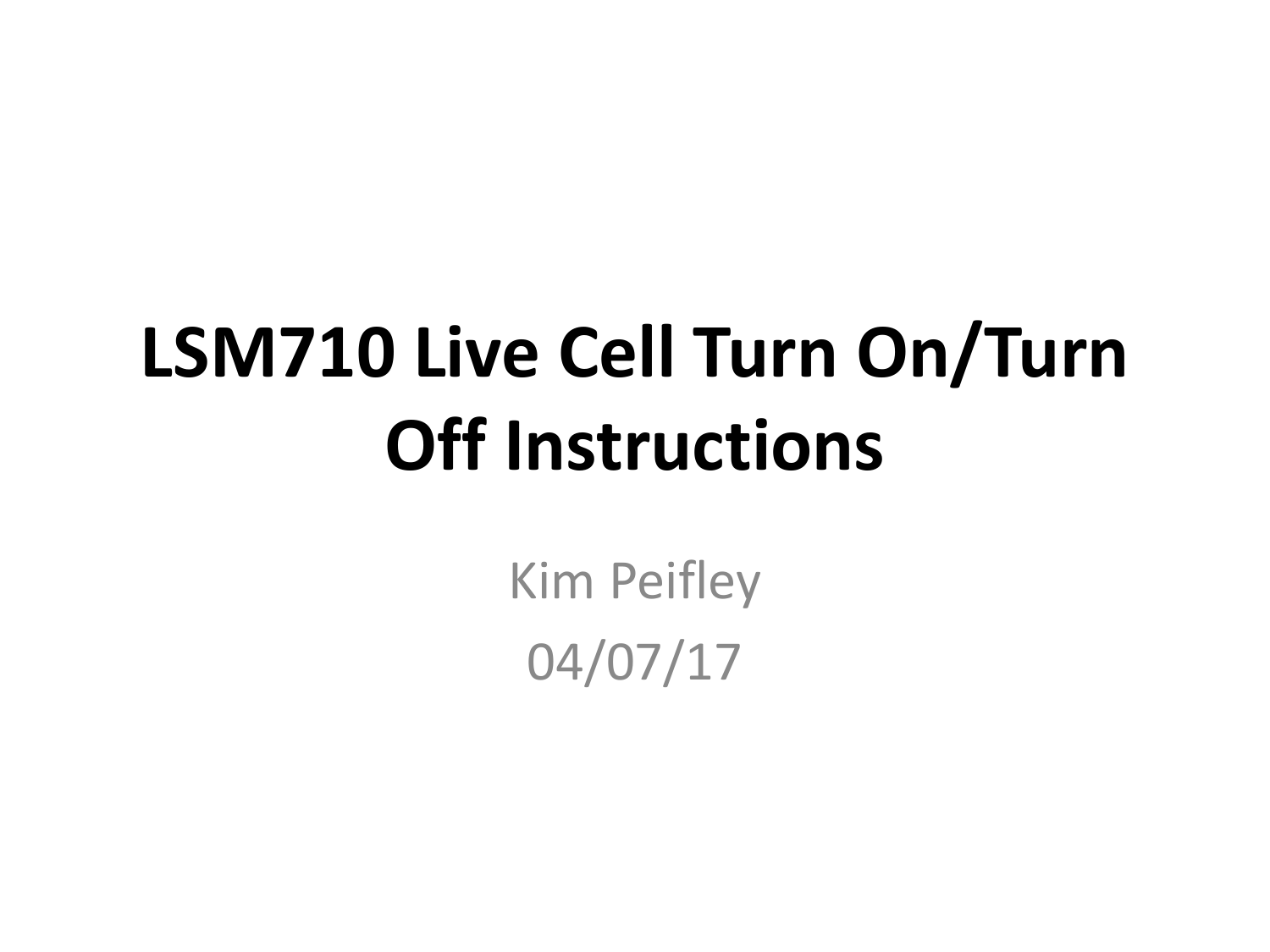# LSM710 Live Cell Turn On/Turn Off Instructions

Kim Peifley

04/07/17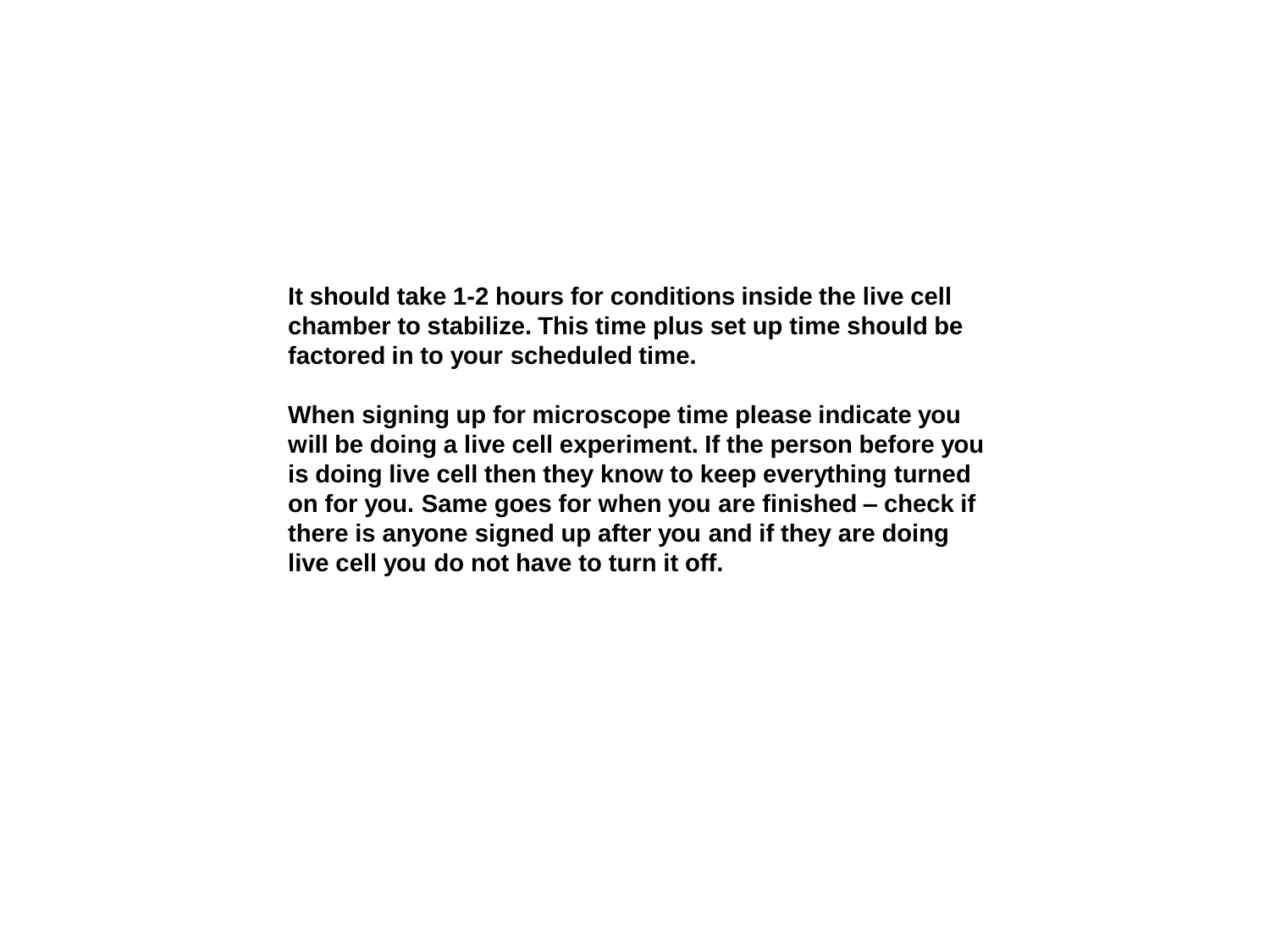**It should take 1-2 hours for conditions inside the live cell chamber to stabilize. This time plus set up time should be factored in to your scheduled time.**

**When signing up for microscope time please indicate you will be doing a live cell experiment. If the person before you is doing live cell then they know to keep everything turned on for you. Same goes for when you are finished – check if there is anyone signed up after you and if they are doing live cell you do not have to turn it off.**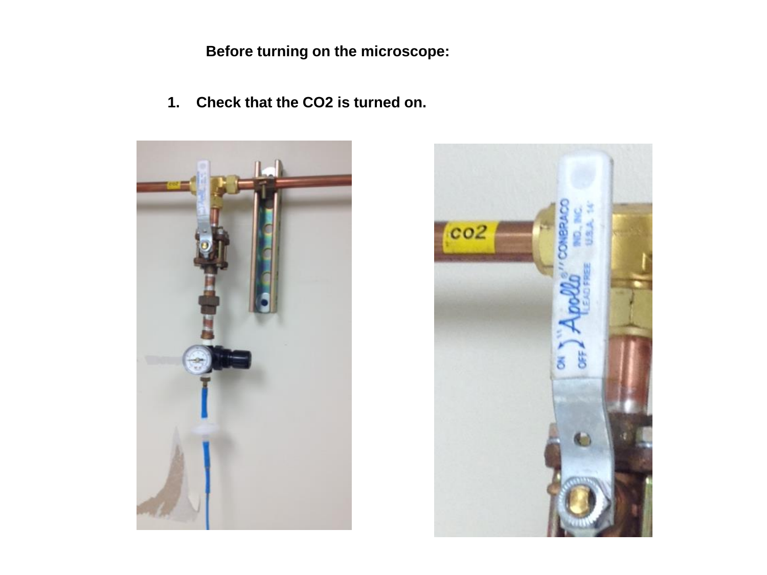**Before turning on the microscope:**

1. **Check that the $CO_2$ is turned on.**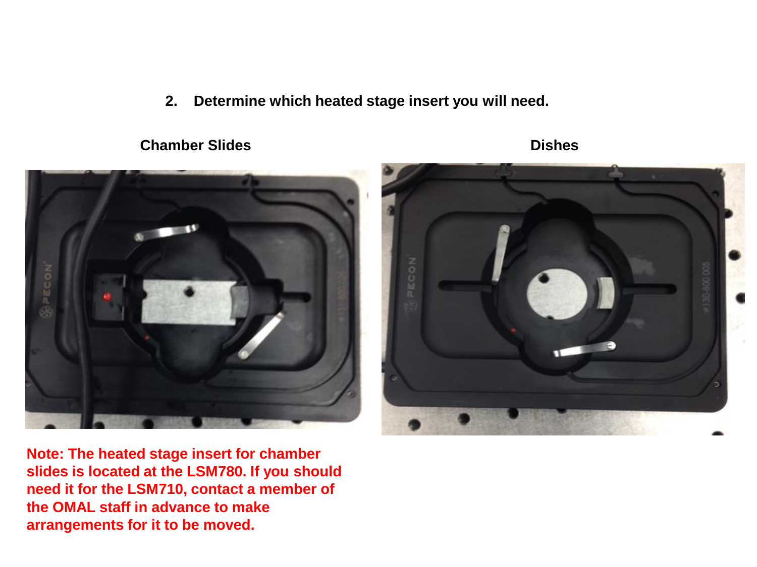2. **Determine which heated stage insert you will need.**

**Chamber Slides**

**Dishes**

**Note: The heated stage insert for chamber slides is located at the LSM780. If you should need it for the LSM710, contact a member of the OMAL staff in advance to make arrangements for it to be moved.**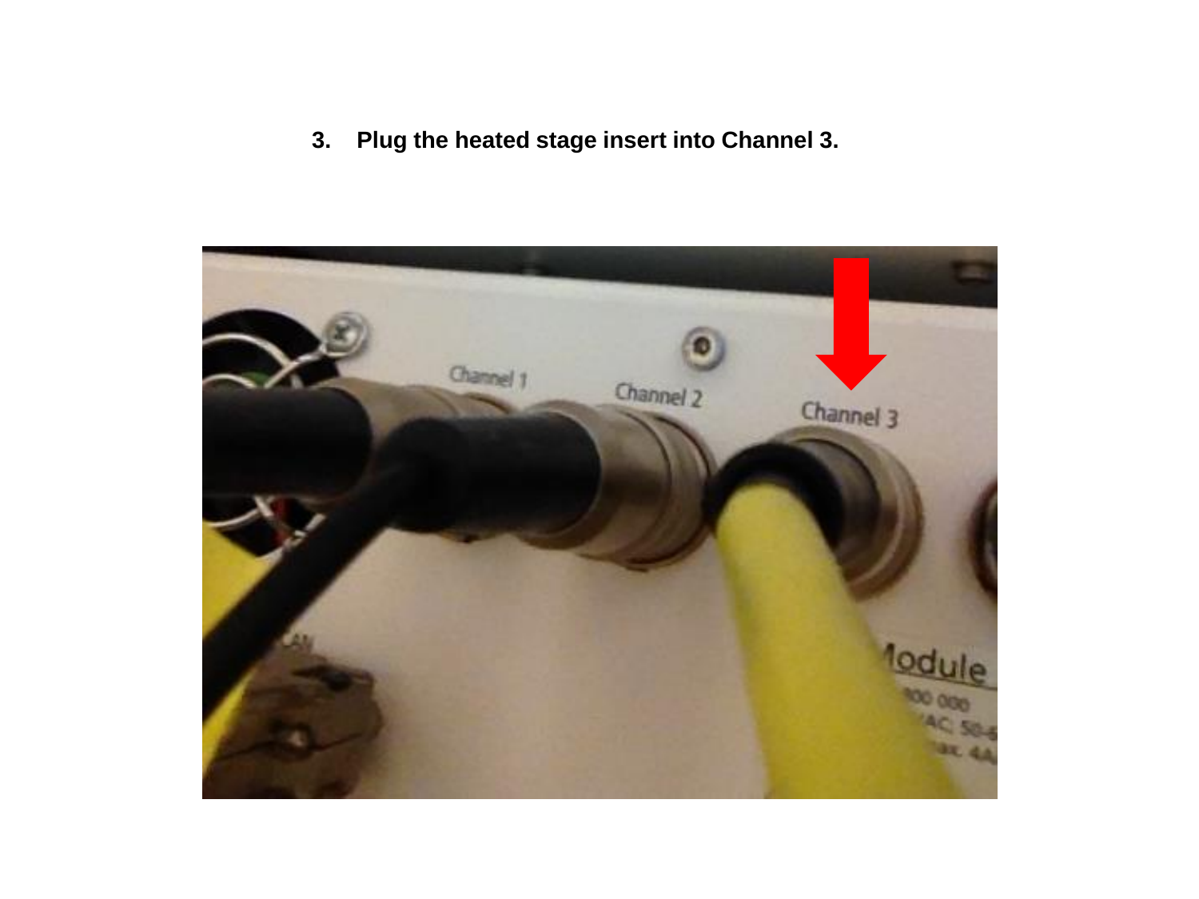3. **Plug the heated stage insert into Channel 3.**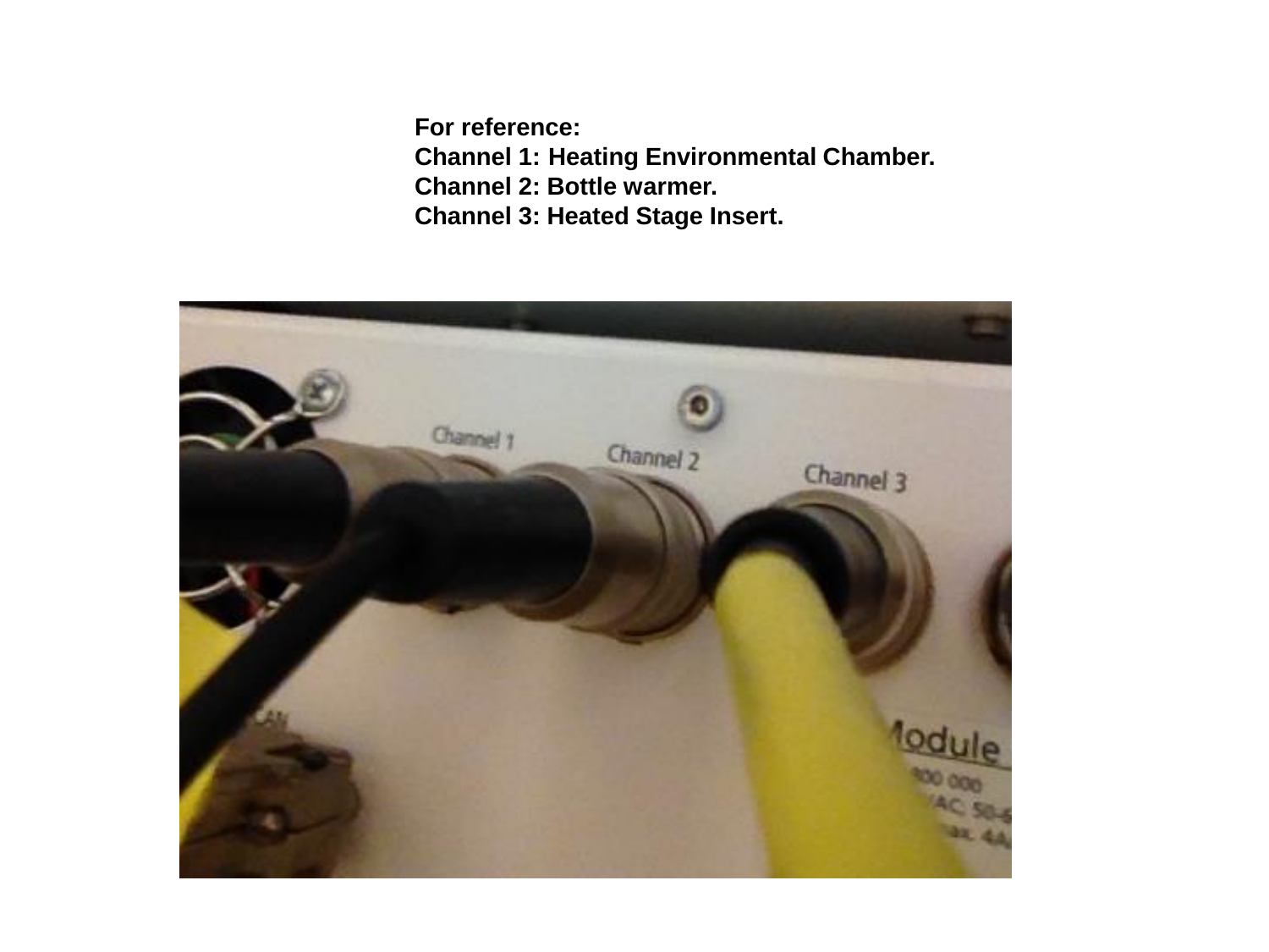**For reference:**
**Channel 1: Heating Environmental Chamber.**
**Channel 2: Bottle warmer.**
**Channel 3: Heated Stage Insert.**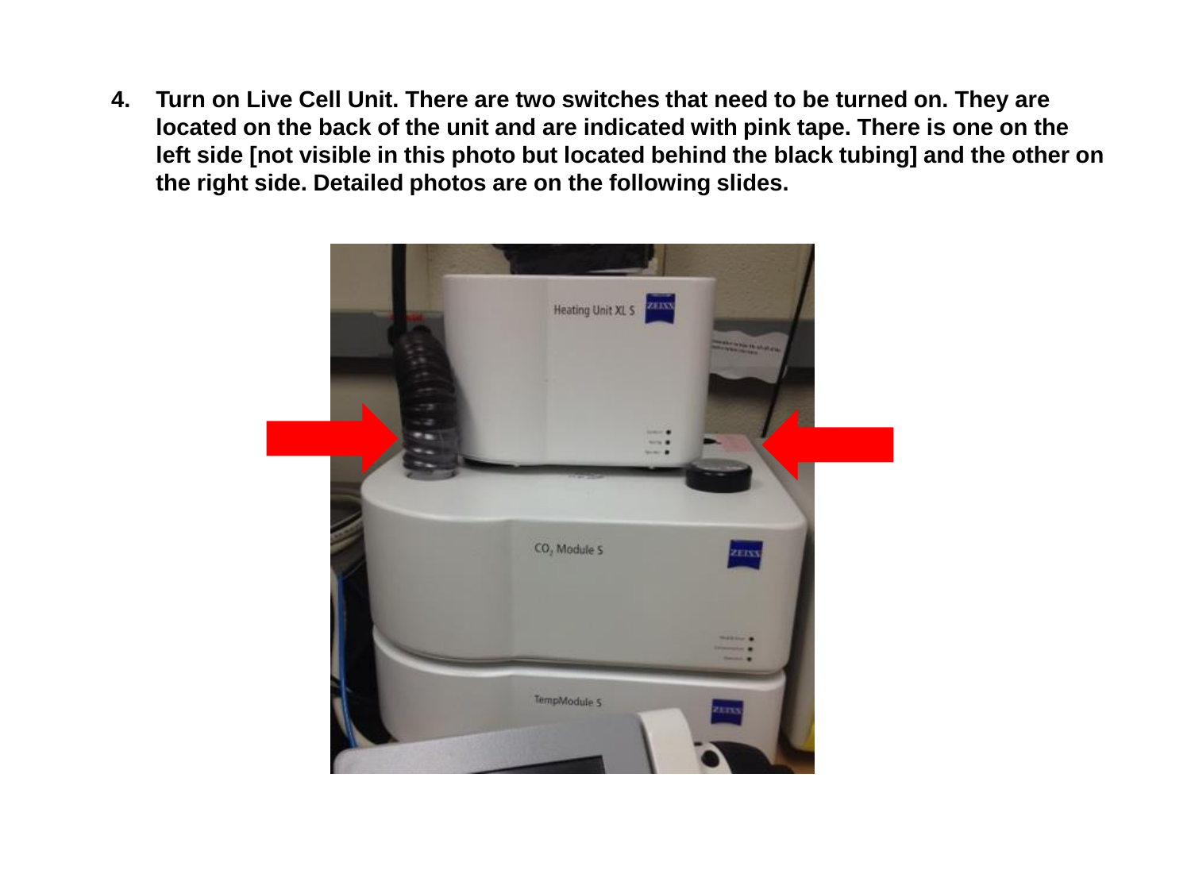4. **Turn on Live Cell Unit. There are two switches that need to be turned on. They are located on the back of the unit and are indicated with pink tape. There is one on the left side [not visible in this photo but located behind the black tubing] and the other on the right side. Detailed photos are on the following slides.**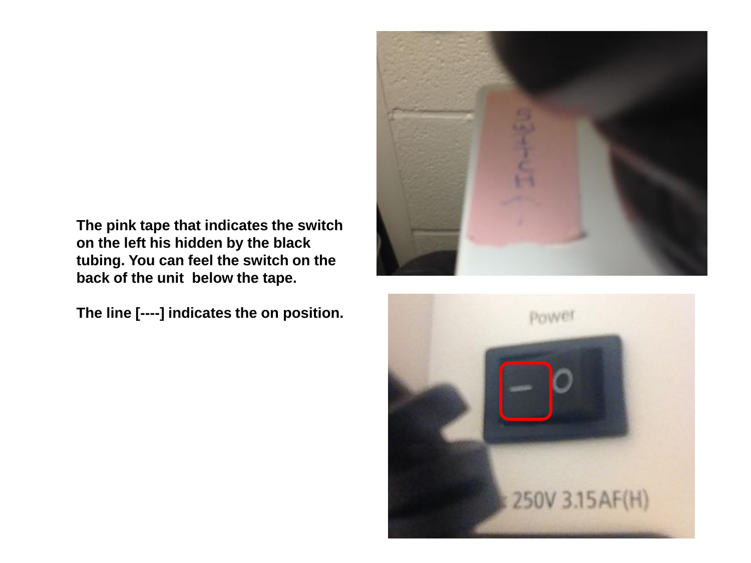**The pink tape that indicates the switch on the left his hidden by the black tubing. You can feel the switch on the back of the unit below the tape.**

**The line [----] indicates the on position.**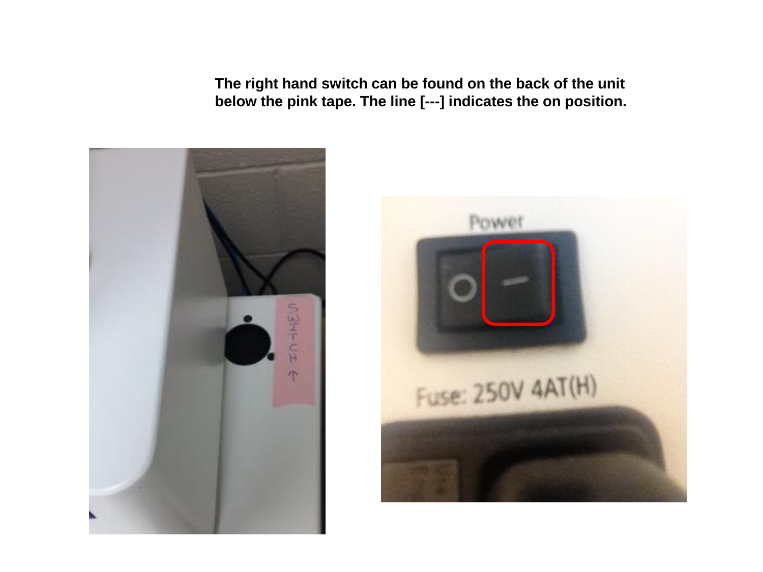**The right hand switch can be found on the back of the unit below the pink tape. The line [---] indicates the on position.**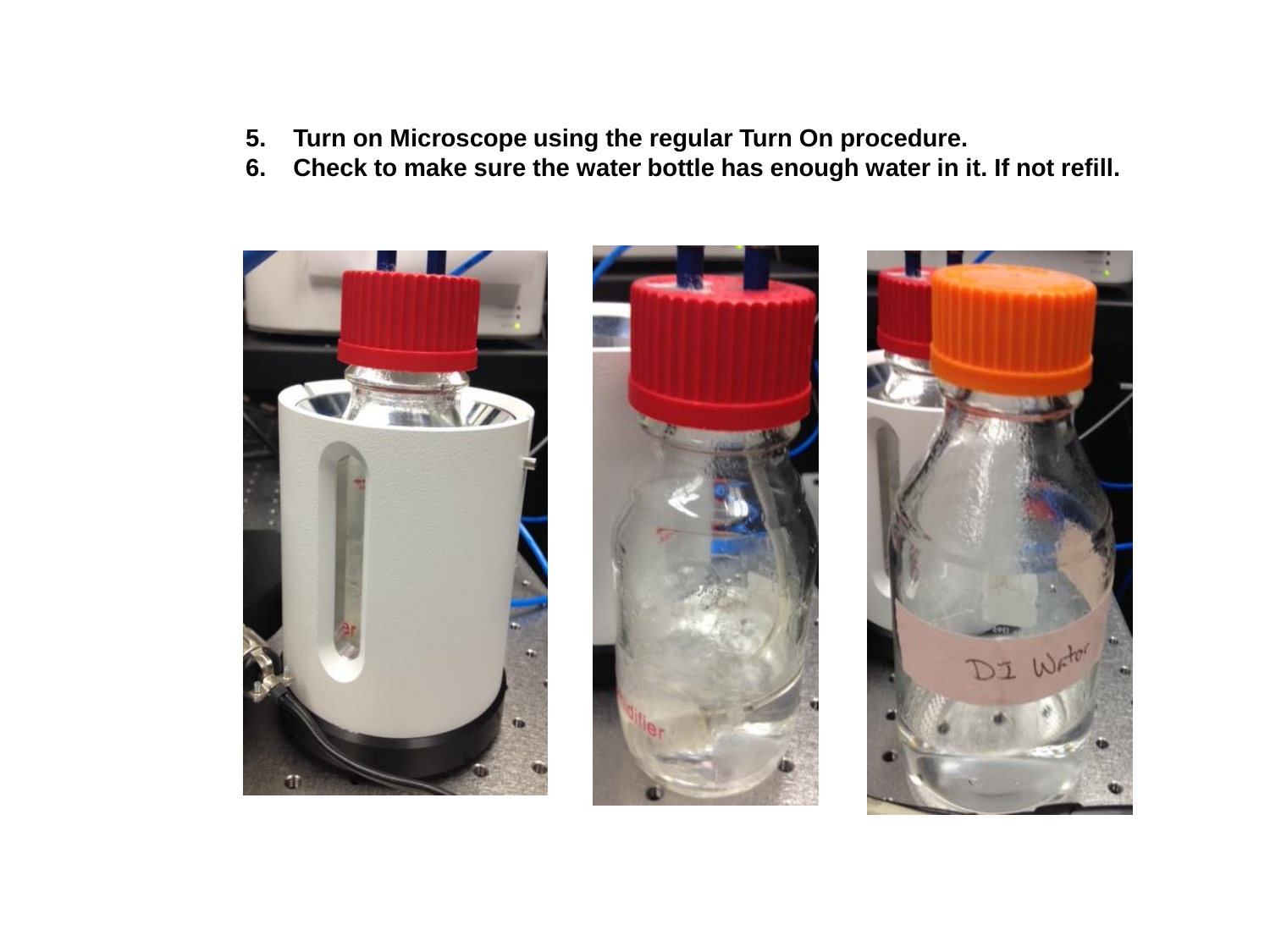5. Turn on Microscope using the regular Turn On procedure.
6. Check to make sure the water bottle has enough water in it. If not refill.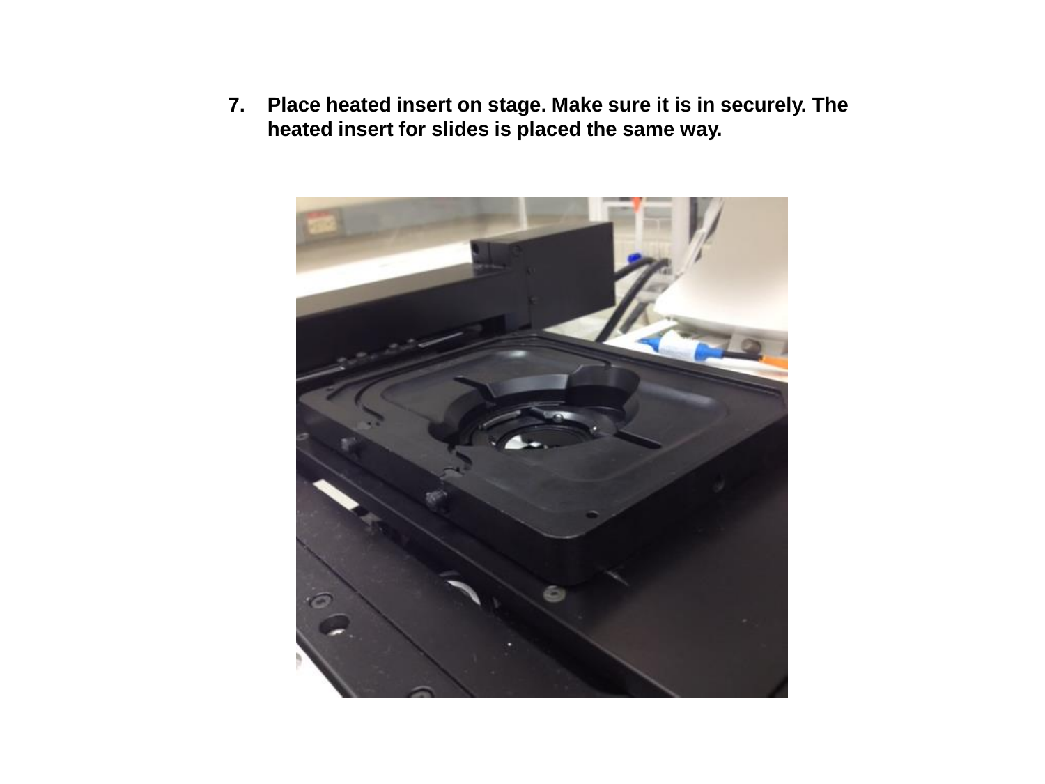7. **Place heated insert on stage. Make sure it is in securely. The heated insert for slides is placed the same way.**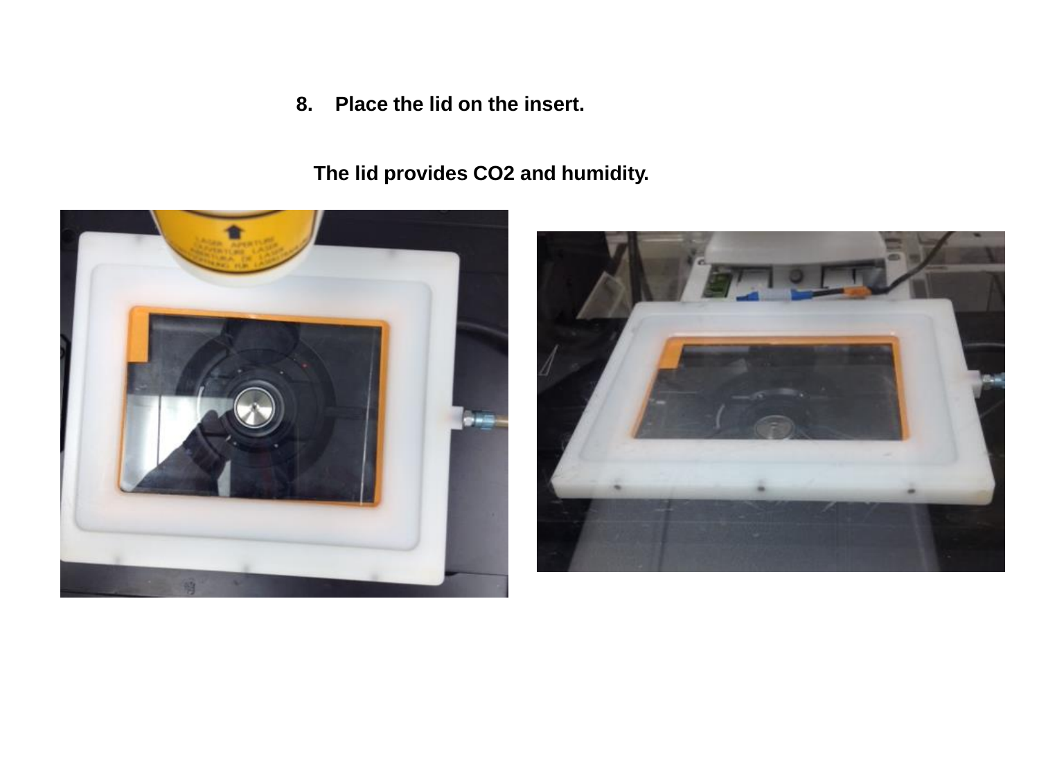8. **Place the lid on the insert.**

**The lid provides $CO_2$ and humidity.**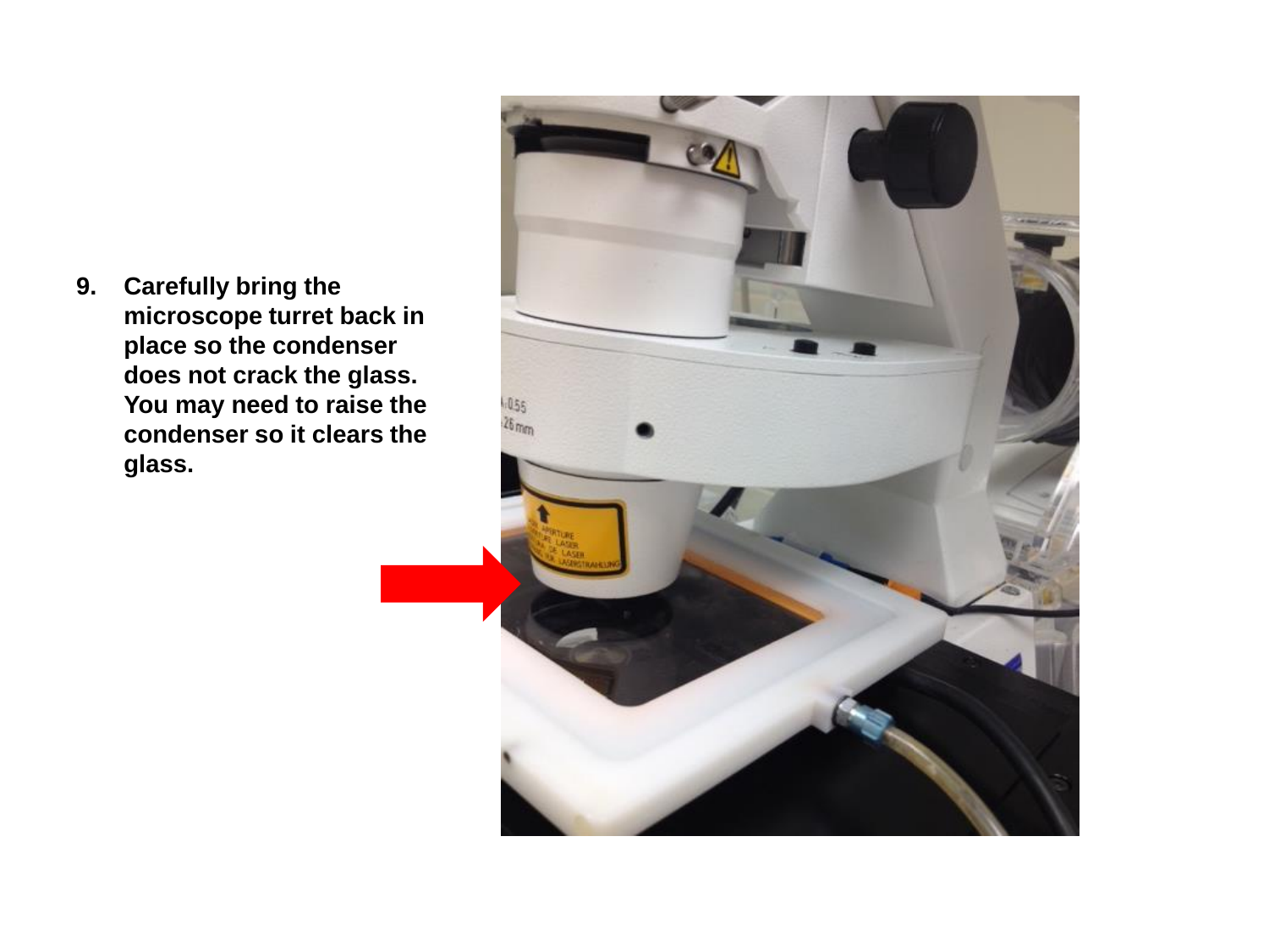9. **Carefully bring the microscope turret back in place so the condenser does not crack the glass. You may need to raise the condenser so it clears the glass.**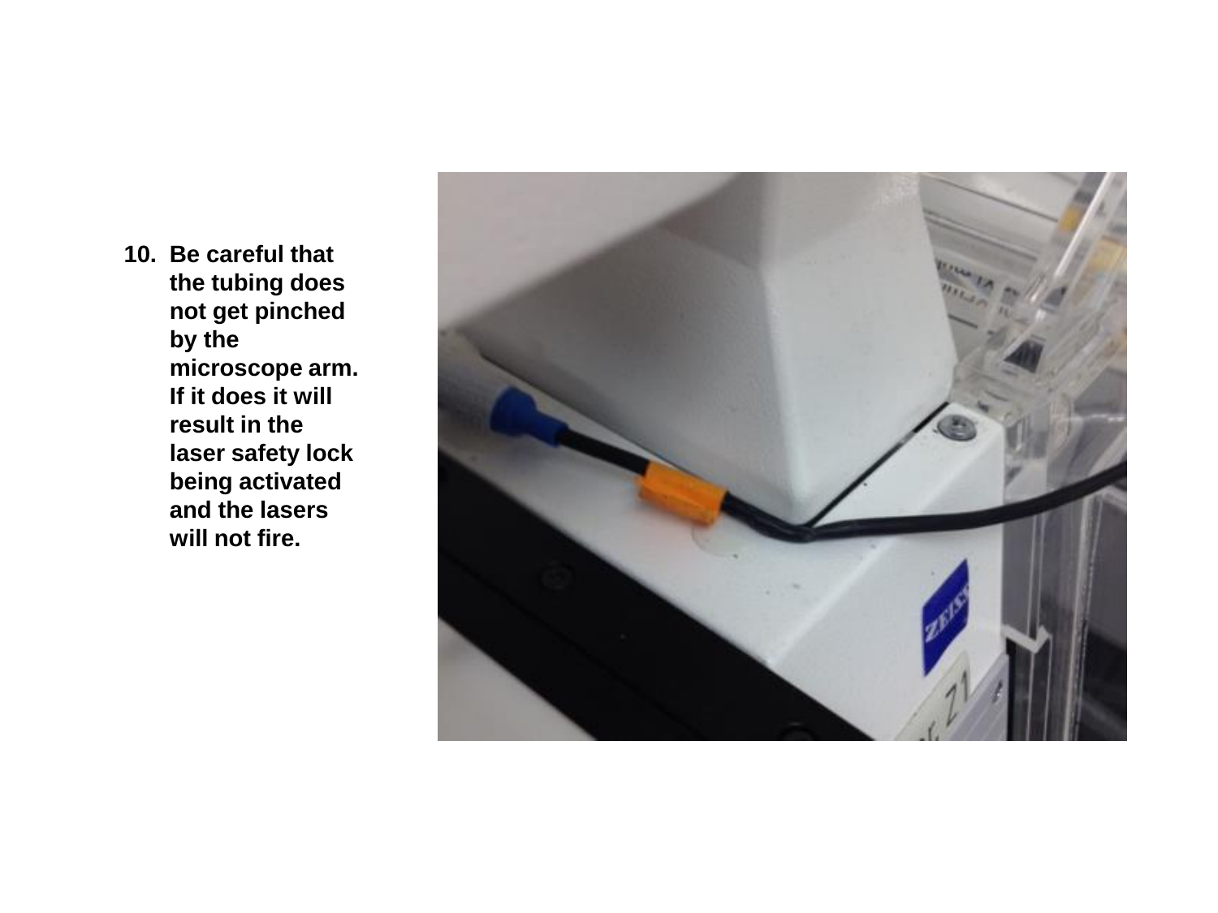10. **Be careful that the tubing does not get pinched by the microscope arm. If it does it will result in the laser safety lock being activated and the lasers will not fire.**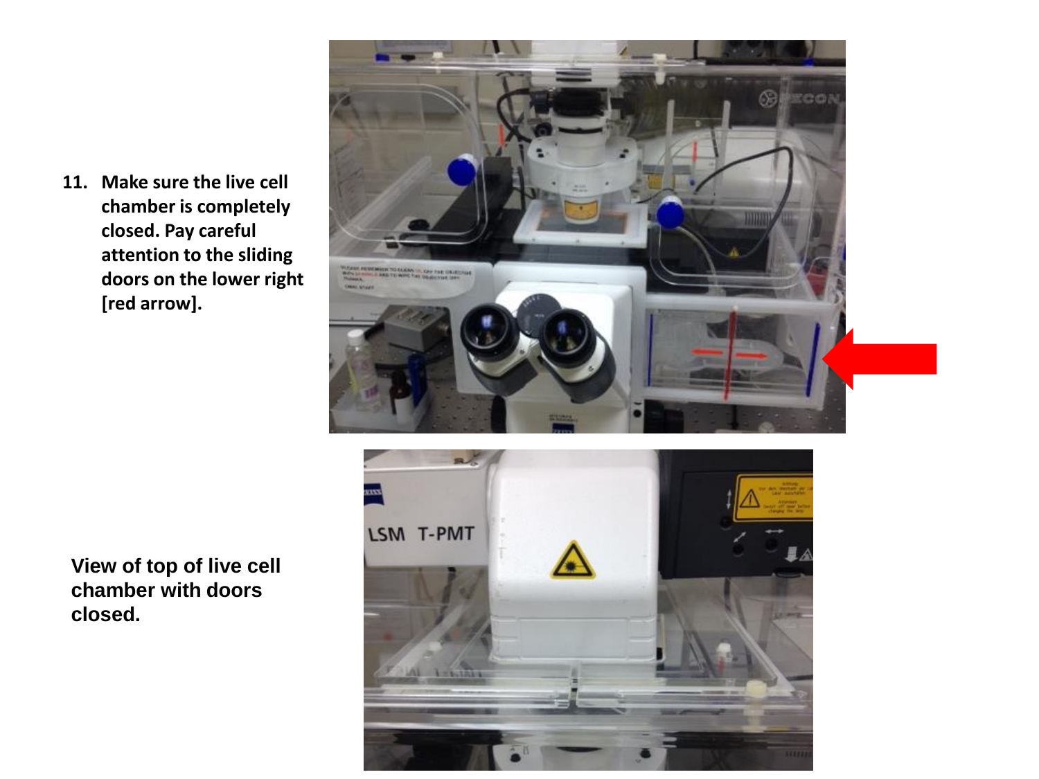11. **Make sure the live cell chamber is completely closed. Pay careful attention to the sliding doors on the lower right [red arrow].**

**View of top of live cell chamber with doors closed.**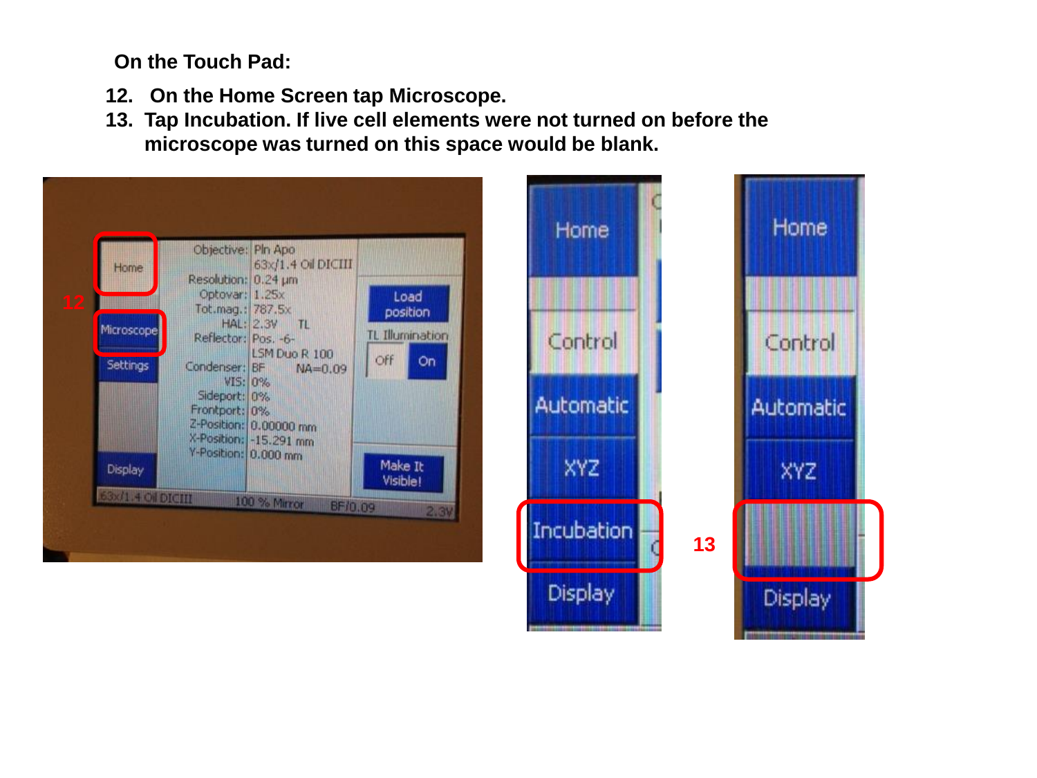**On the Touch Pad:**

12. **On the Home Screen tap Microscope.**
13. **Tap Incubation. If live cell elements were not turned on before the microscope was turned on this space would be blank.**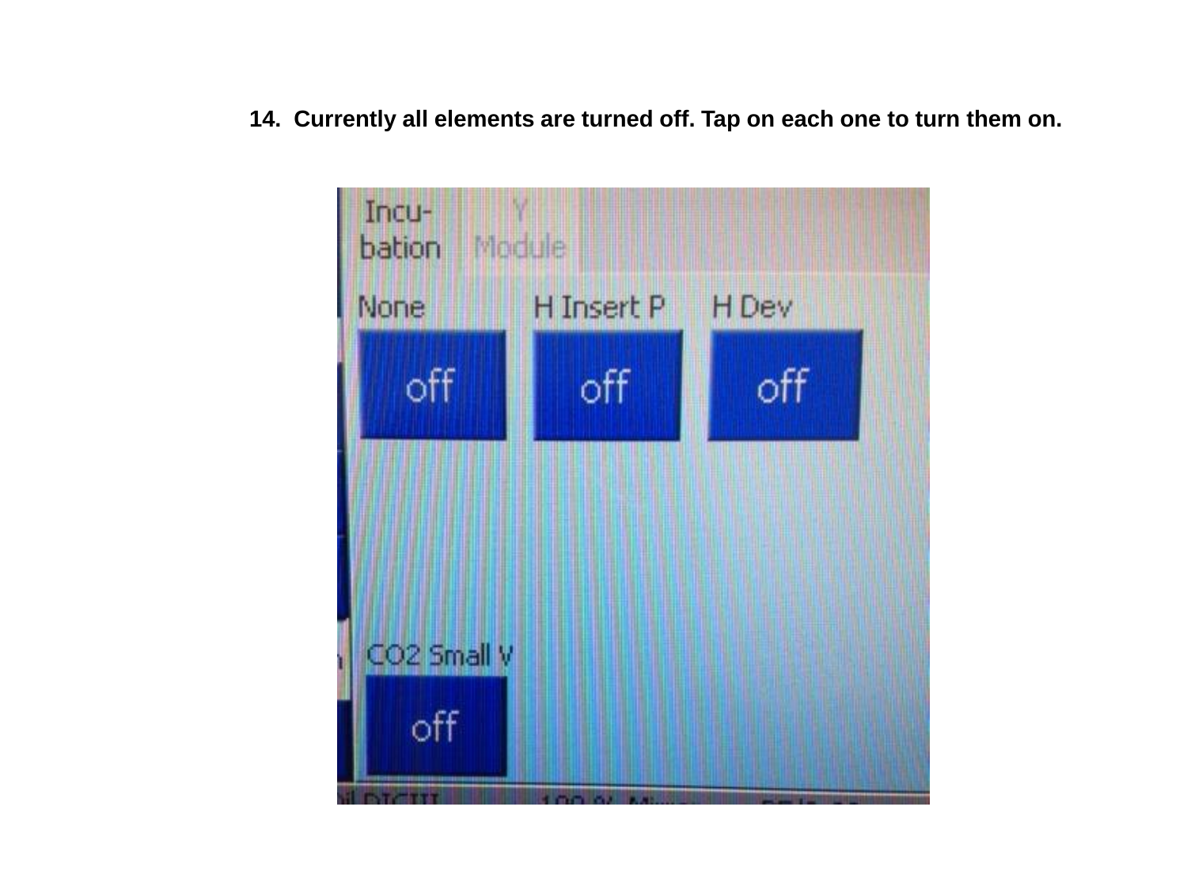14. Currently all elements are turned off. Tap on each one to turn them on.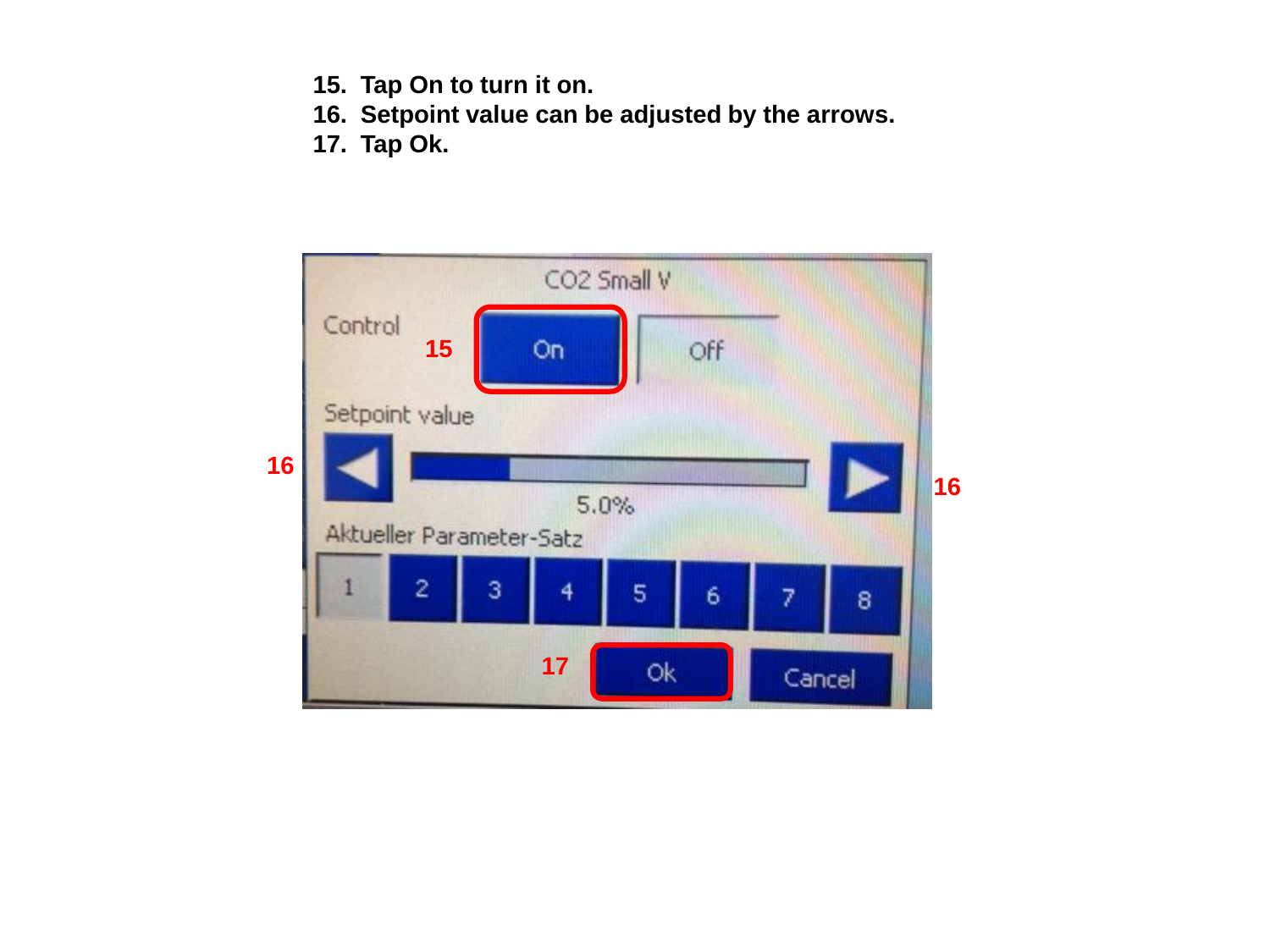15. Tap On to turn it on.
16. Setpoint value can be adjusted by the arrows.
17. Tap Ok.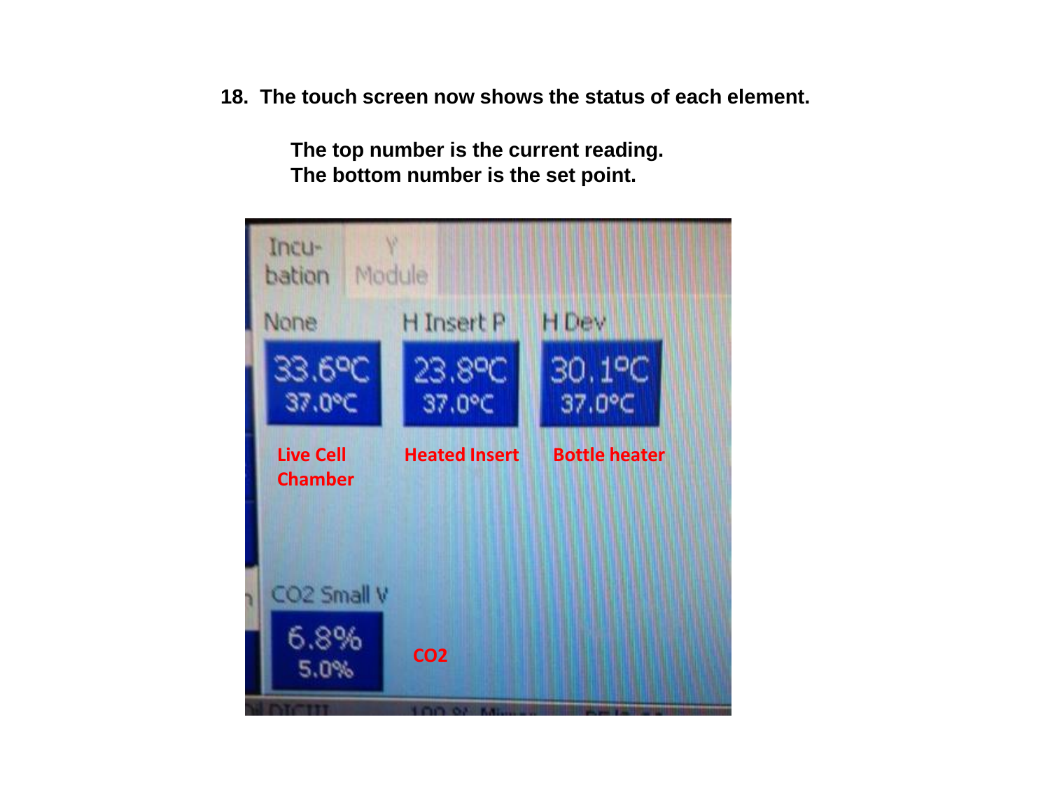18. The touch screen now shows the status of each element.

**The top number is the current reading.**
**The bottom number is the set point.**

Incu-bation | Y Module

| None | H Insert P | H Dev |
| --- | --- | --- |
| 33.6°C / 37.0°C | 23.8°C / 37.0°C | 30.1°C / 37.0°C |
| Live Cell Chamber | Heated Insert | Bottle heater |

| CO2 Small V | |
| --- | --- |
| 6.8% / 5.0% | $CO_2$ |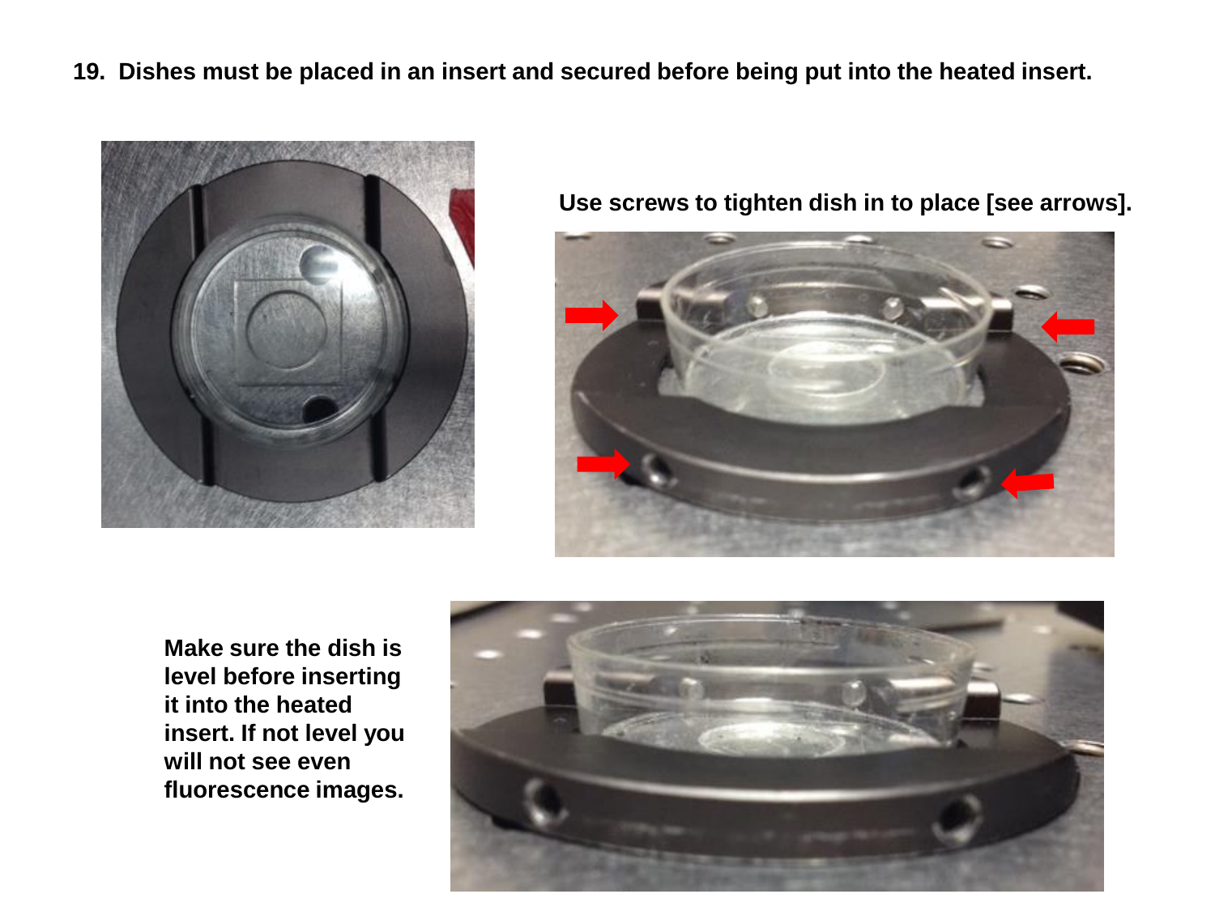**19. Dishes must be placed in an insert and secured before being put into the heated insert.**

**Use screws to tighten dish in to place [see arrows].**

**Make sure the dish is level before inserting it into the heated insert. If not level you will not see even fluorescence images.**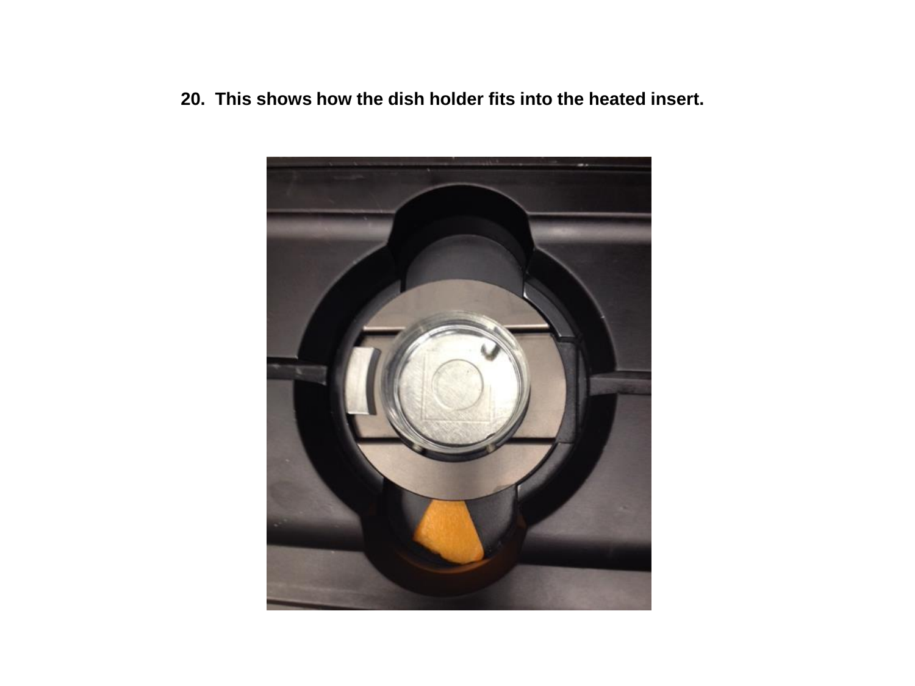**20. This shows how the dish holder fits into the heated insert.**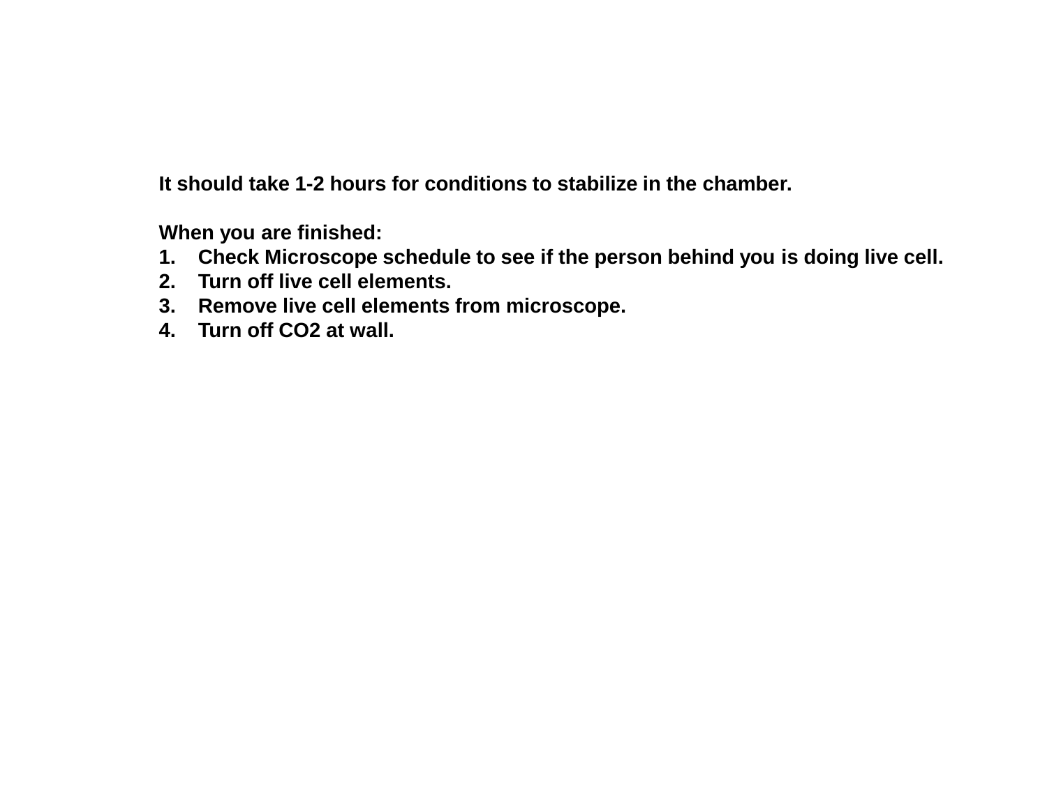**It should take 1-2 hours for conditions to stabilize in the chamber.**

**When you are finished:**

1. **Check Microscope schedule to see if the person behind you is doing live cell.**
2. **Turn off live cell elements.**
3. **Remove live cell elements from microscope.**
4. **Turn off $CO_2$ at wall.**